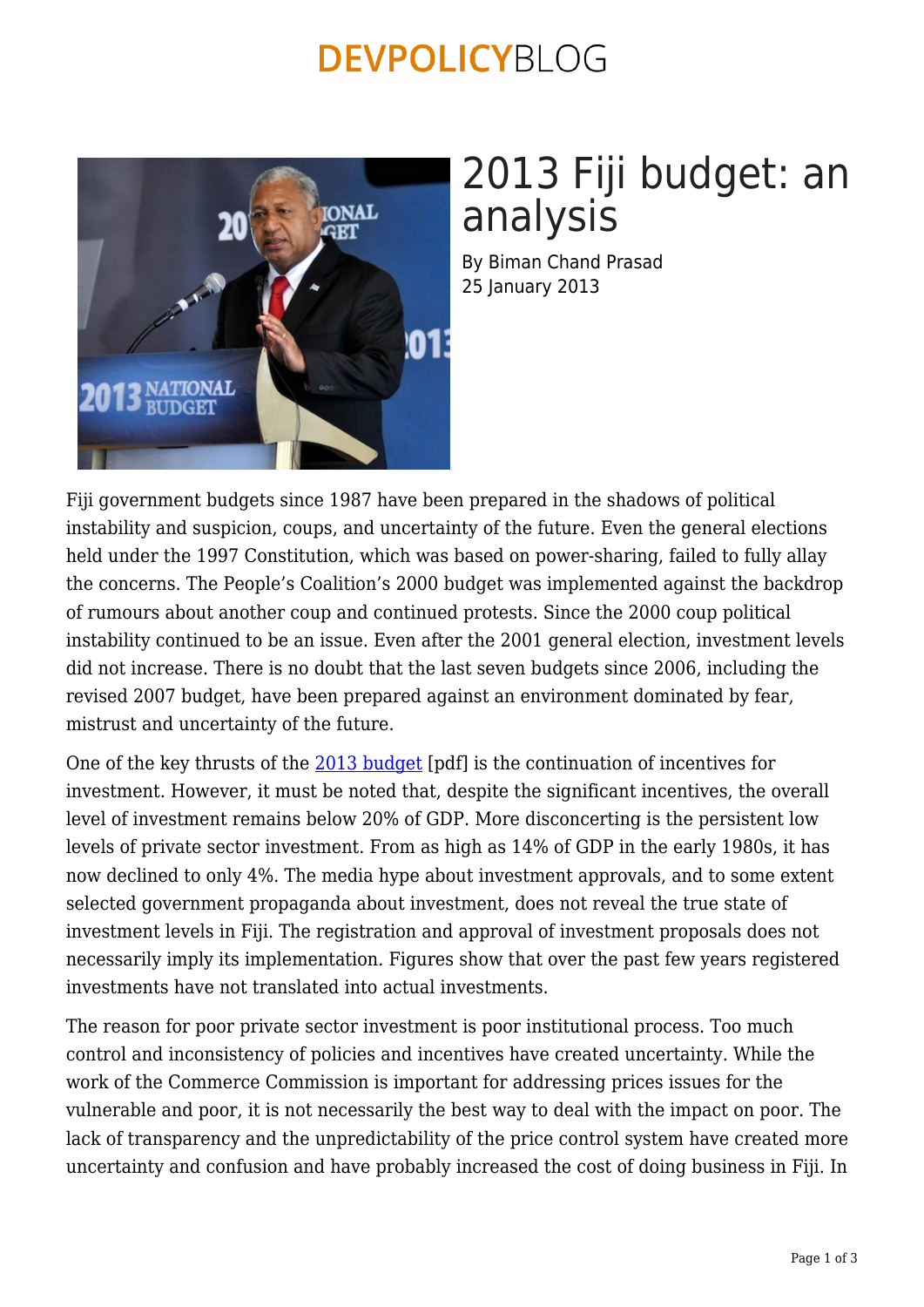# 2013 Fiji budget: an analysis

By Biman Chand Prasad
25 January 2013

Fiji government budgets since 1987 have been prepared in the shadows of political instability and suspicion, coups, and uncertainty of the future. Even the general elections held under the 1997 Constitution, which was based on power-sharing, failed to fully allay the concerns. The People's Coalition's 2000 budget was implemented against the backdrop of rumours about another coup and continued protests. Since the 2000 coup political instability continued to be an issue. Even after the 2001 general election, investment levels did not increase. There is no doubt that the last seven budgets since 2006, including the revised 2007 budget, have been prepared against an environment dominated by fear, mistrust and uncertainty of the future.

One of the key thrusts of the 2013 budget [pdf] is the continuation of incentives for investment. However, it must be noted that, despite the significant incentives, the overall level of investment remains below 20% of GDP. More disconcerting is the persistent low levels of private sector investment. From as high as 14% of GDP in the early 1980s, it has now declined to only 4%. The media hype about investment approvals, and to some extent selected government propaganda about investment, does not reveal the true state of investment levels in Fiji. The registration and approval of investment proposals does not necessarily imply its implementation. Figures show that over the past few years registered investments have not translated into actual investments.

The reason for poor private sector investment is poor institutional process. Too much control and inconsistency of policies and incentives have created uncertainty. While the work of the Commerce Commission is important for addressing prices issues for the vulnerable and poor, it is not necessarily the best way to deal with the impact on poor. The lack of transparency and the unpredictability of the price control system have created more uncertainty and confusion and have probably increased the cost of doing business in Fiji. In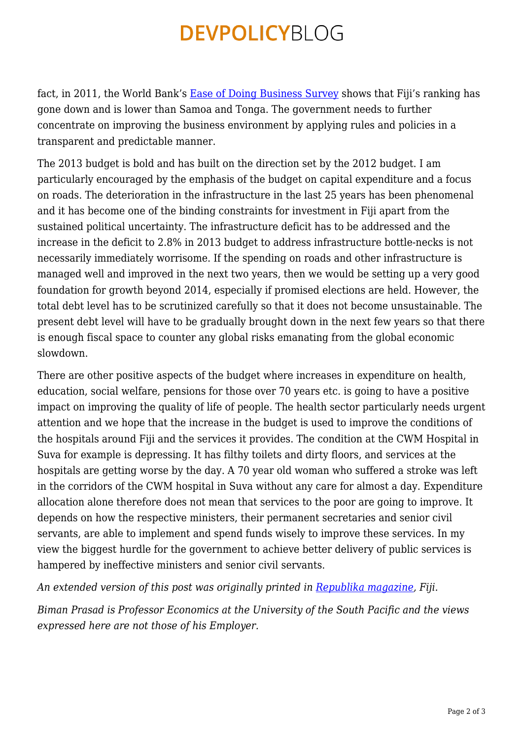fact, in 2011, the World Bank's [Ease of Doing Business Survey](#) shows that Fiji's ranking has gone down and is lower than Samoa and Tonga. The government needs to further concentrate on improving the business environment by applying rules and policies in a transparent and predictable manner.

The 2013 budget is bold and has built on the direction set by the 2012 budget. I am particularly encouraged by the emphasis of the budget on capital expenditure and a focus on roads. The deterioration in the infrastructure in the last 25 years has been phenomenal and it has become one of the binding constraints for investment in Fiji apart from the sustained political uncertainty. The infrastructure deficit has to be addressed and the increase in the deficit to 2.8% in 2013 budget to address infrastructure bottle-necks is not necessarily immediately worrisome. If the spending on roads and other infrastructure is managed well and improved in the next two years, then we would be setting up a very good foundation for growth beyond 2014, especially if promised elections are held. However, the total debt level has to be scrutinized carefully so that it does not become unsustainable. The present debt level will have to be gradually brought down in the next few years so that there is enough fiscal space to counter any global risks emanating from the global economic slowdown.

There are other positive aspects of the budget where increases in expenditure on health, education, social welfare, pensions for those over 70 years etc. is going to have a positive impact on improving the quality of life of people. The health sector particularly needs urgent attention and we hope that the increase in the budget is used to improve the conditions of the hospitals around Fiji and the services it provides. The condition at the CWM Hospital in Suva for example is depressing. It has filthy toilets and dirty floors, and services at the hospitals are getting worse by the day. A 70 year old woman who suffered a stroke was left in the corridors of the CWM hospital in Suva without any care for almost a day. Expenditure allocation alone therefore does not mean that services to the poor are going to improve. It depends on how the respective ministers, their permanent secretaries and senior civil servants, are able to implement and spend funds wisely to improve these services. In my view the biggest hurdle for the government to achieve better delivery of public services is hampered by ineffective ministers and senior civil servants.

*An extended version of this post was originally printed in [Republika magazine](#), Fiji.*

*Biman Prasad is Professor Economics at the University of the South Pacific and the views expressed here are not those of his Employer.*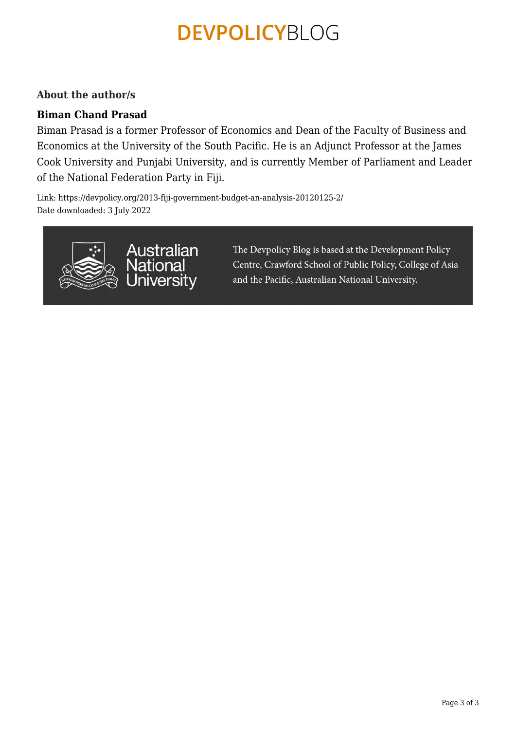### About the author/s

#### Biman Chand Prasad

Biman Prasad is a former Professor of Economics and Dean of the Faculty of Business and Economics at the University of the South Pacific. He is an Adjunct Professor at the James Cook University and Punjabi University, and is currently Member of Parliament and Leader of the National Federation Party in Fiji.

Link: https://devpolicy.org/2013-fiji-government-budget-an-analysis-20120125-2/
Date downloaded: 3 July 2022

Australian National University

The Devpolicy Blog is based at the Development Policy Centre, Crawford School of Public Policy, College of Asia and the Pacific, Australian National University.